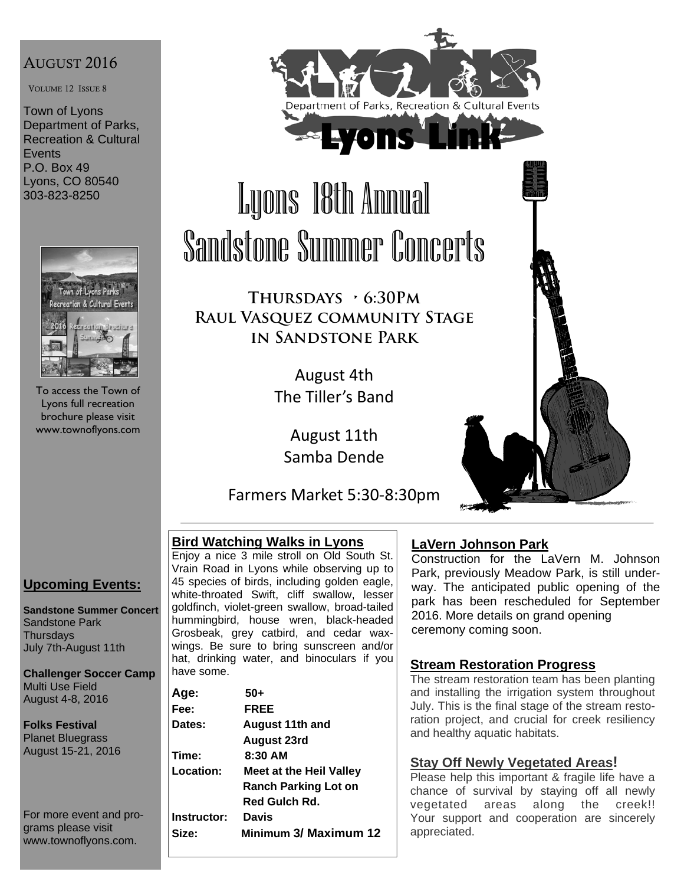AUGUST 2016

VOLUME 12 ISSUE 8

Town of Lyons Department of Parks, Recreation & Cultural Events
P.O. Box 49
Lyons, CO 80540
303-823-8250

To access the Town of Lyons full recreation brochure please visit www.townoflyons.com

LYONS
Department of Parks, Recreation & Cultural Events
Lyons Link

# Lyons 18th Annual Sandstone Summer Concerts

**THURSDAYS · 6:30PM**
**RAUL VASQUEZ COMMUNITY STAGE IN SANDSTONE PARK**

August 4th
The Tiller's Band

August 11th
Samba Dende

Farmers Market 5:30-8:30pm

## Upcoming Events:

**Sandstone Summer Concert**
Sandstone Park
Thursdays
July 7th-August 11th

**Challenger Soccer Camp**
Multi Use Field
August 4-8, 2016

**Folks Festival**
Planet Bluegrass
August 15-21, 2016

For more event and programs please visit www.townoflyons.com.

## Bird Watching Walks in Lyons

Enjoy a nice 3 mile stroll on Old South St. Vrain Road in Lyons while observing up to 45 species of birds, including golden eagle, white-throated Swift, cliff swallow, lesser goldfinch, violet-green swallow, broad-tailed hummingbird, house wren, black-headed Grosbeak, grey catbird, and cedar waxwings. Be sure to bring sunscreen and/or hat, drinking water, and binoculars if you have some.

**Age:** 50+
**Fee:** FREE
**Dates:** August 11th and August 23rd
**Time:** 8:30 AM
**Location:** Meet at the Heil Valley Ranch Parking Lot on Red Gulch Rd.
**Instructor:** Davis
**Size:** Minimum 3/ Maximum 12

## LaVern Johnson Park

Construction for the LaVern M. Johnson Park, previously Meadow Park, is still underway. The anticipated public opening of the park has been rescheduled for September 2016. More details on grand opening ceremony coming soon.

## Stream Restoration Progress

The stream restoration team has been planting and installing the irrigation system throughout July. This is the final stage of the stream restoration project, and crucial for creek resiliency and healthy aquatic habitats.

## Stay Off Newly Vegetated Areas!

Please help this important & fragile life have a chance of survival by staying off all newly vegetated areas along the creek!! Your support and cooperation are sincerely appreciated.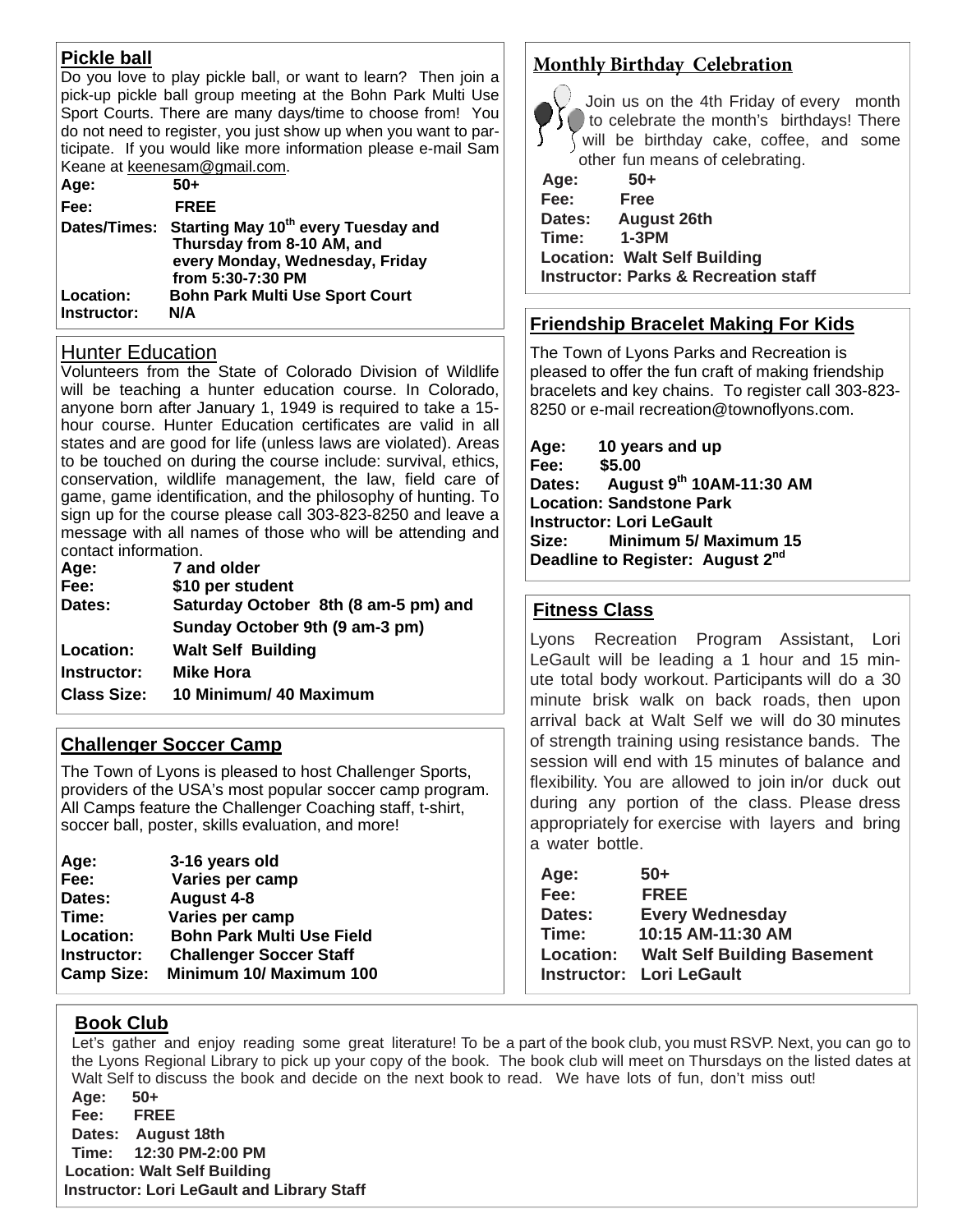## Pickle ball

Do you love to play pickle ball, or want to learn? Then join a pick-up pickle ball group meeting at the Bohn Park Multi Use Sport Courts. There are many days/time to choose from! You do not need to register, you just show up when you want to participate. If you would like more information please e-mail Sam Keane at keenesam@gmail.com.

**Age:** 50+
**Fee:** FREE
**Dates/Times:** Starting May 10th every Tuesday and Thursday from 8-10 AM, and every Monday, Wednesday, Friday from 5:30-7:30 PM
**Location:** Bohn Park Multi Use Sport Court
**Instructor:** N/A

## Hunter Education

Volunteers from the State of Colorado Division of Wildlife will be teaching a hunter education course. In Colorado, anyone born after January 1, 1949 is required to take a 15-hour course. Hunter Education certificates are valid in all states and are good for life (unless laws are violated). Areas to be touched on during the course include: survival, ethics, conservation, wildlife management, the law, field care of game, game identification, and the philosophy of hunting. To sign up for the course please call 303-823-8250 and leave a message with all names of those who will be attending and contact information.

**Age:** 7 and older
**Fee:** $10 per student
**Dates:** Saturday October 8th (8 am-5 pm) and Sunday October 9th (9 am-3 pm)
**Location:** Walt Self Building
**Instructor:** Mike Hora
**Class Size:** 10 Minimum/ 40 Maximum

## Challenger Soccer Camp

The Town of Lyons is pleased to host Challenger Sports, providers of the USA's most popular soccer camp program. All Camps feature the Challenger Coaching staff, t-shirt, soccer ball, poster, skills evaluation, and more!

**Age:** 3-16 years old
**Fee:** Varies per camp
**Dates:** August 4-8
**Time:** Varies per camp
**Location:** Bohn Park Multi Use Field
**Instructor:** Challenger Soccer Staff
**Camp Size:** Minimum 10/ Maximum 100

## Monthly Birthday Celebration

Join us on the 4th Friday of every month to celebrate the month's birthdays! There will be birthday cake, coffee, and some other fun means of celebrating.

**Age:** 50+
**Fee:** Free
**Dates:** August 26th
**Time:** 1-3PM
**Location:** Walt Self Building
**Instructor:** Parks & Recreation staff

## Friendship Bracelet Making For Kids

The Town of Lyons Parks and Recreation is pleased to offer the fun craft of making friendship bracelets and key chains. To register call 303-823-8250 or e-mail recreation@townoflyons.com.

**Age:** 10 years and up
**Fee:** $5.00
**Dates:** August 9th 10AM-11:30 AM
**Location:** Sandstone Park
**Instructor:** Lori LeGault
**Size:** Minimum 5/ Maximum 15
**Deadline to Register:** August 2nd

## Fitness Class

Lyons Recreation Program Assistant, Lori LeGault will be leading a 1 hour and 15 minute total body workout. Participants will do a 30 minute brisk walk on back roads, then upon arrival back at Walt Self we will do 30 minutes of strength training using resistance bands. The session will end with 15 minutes of balance and flexibility. You are allowed to join in/or duck out during any portion of the class. Please dress appropriately for exercise with layers and bring a water bottle.

**Age:** 50+
**Fee:** FREE
**Dates:** Every Wednesday
**Time:** 10:15 AM-11:30 AM
**Location:** Walt Self Building Basement
**Instructor:** Lori LeGault

## Book Club

Let's gather and enjoy reading some great literature! To be a part of the book club, you must RSVP. Next, you can go to the Lyons Regional Library to pick up your copy of the book. The book club will meet on Thursdays on the listed dates at Walt Self to discuss the book and decide on the next book to read. We have lots of fun, don't miss out!

**Age:** 50+
**Fee:** FREE
**Dates:** August 18th
**Time:** 12:30 PM-2:00 PM
**Location:** Walt Self Building
**Instructor:** Lori LeGault and Library Staff